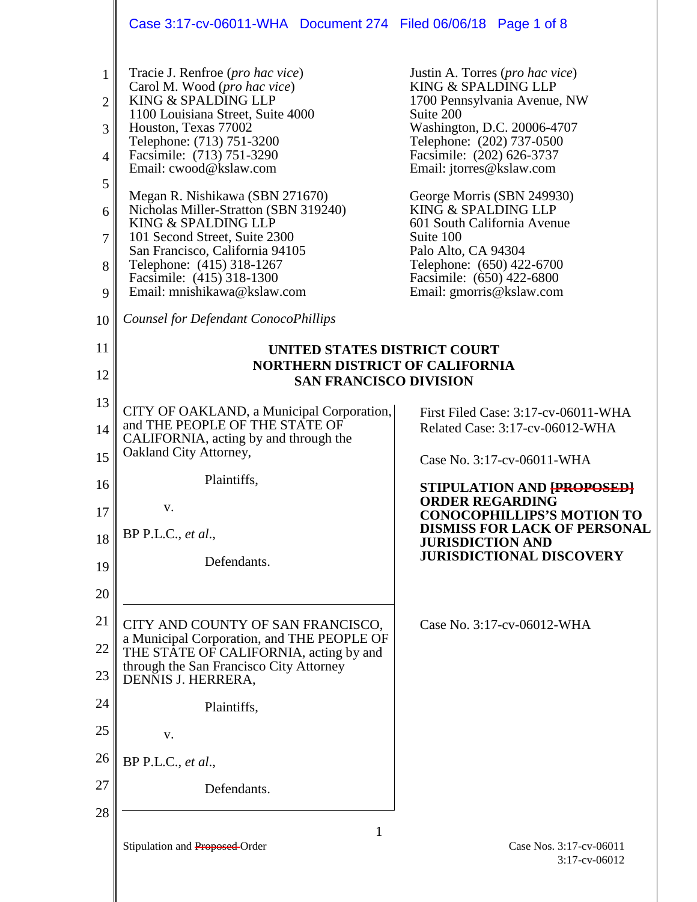Tracie J. Renfroe (*pro hac vice*)
Carol M. Wood (*pro hac vice*)
KING & SPALDING LLP
1100 Louisiana Street, Suite 4000
Houston, Texas 77002
Telephone: (713) 751-3200
Facsimile: (713) 751-3290
Email: cwood@kslaw.com

Justin A. Torres (*pro hac vice*)
KING & SPALDING LLP
1700 Pennsylvania Avenue, NW
Suite 200
Washington, D.C. 20006-4707
Telephone: (202) 737-0500
Facsimile: (202) 626-3737
Email: jtorres@kslaw.com

Megan R. Nishikawa (SBN 271670)
Nicholas Miller-Stratton (SBN 319240)
KING & SPALDING LLP
101 Second Street, Suite 2300
San Francisco, California 94105
Telephone: (415) 318-1267
Facsimile: (415) 318-1300
Email: mnishikawa@kslaw.com

George Morris (SBN 249930)
KING & SPALDING LLP
601 South California Avenue
Suite 100
Palo Alto, CA 94304
Telephone: (650) 422-6700
Facsimile: (650) 422-6800
Email: gmorris@kslaw.com

*Counsel for Defendant ConocoPhillips*

**UNITED STATES DISTRICT COURT**
**NORTHERN DISTRICT OF CALIFORNIA**
**SAN FRANCISCO DIVISION**

CITY OF OAKLAND, a Municipal Corporation, and THE PEOPLE OF THE STATE OF CALIFORNIA, acting by and through the Oakland City Attorney,

Plaintiffs,

v.

BP P.L.C., *et al.*,

Defendants.

First Filed Case: 3:17-cv-06011-WHA
Related Case: 3:17-cv-06012-WHA

Case No. 3:17-cv-06011-WHA

**STIPULATION AND ~~[PROPOSED]~~ ORDER REGARDING CONOCOPHILLIPS'S MOTION TO DISMISS FOR LACK OF PERSONAL JURISDICTION AND JURISDICTIONAL DISCOVERY**

CITY AND COUNTY OF SAN FRANCISCO, a Municipal Corporation, and THE PEOPLE OF THE STATE OF CALIFORNIA, acting by and through the San Francisco City Attorney DENNIS J. HERRERA,

Plaintiffs,

v.

BP P.L.C., *et al.*,

Defendants.

Case No. 3:17-cv-06012-WHA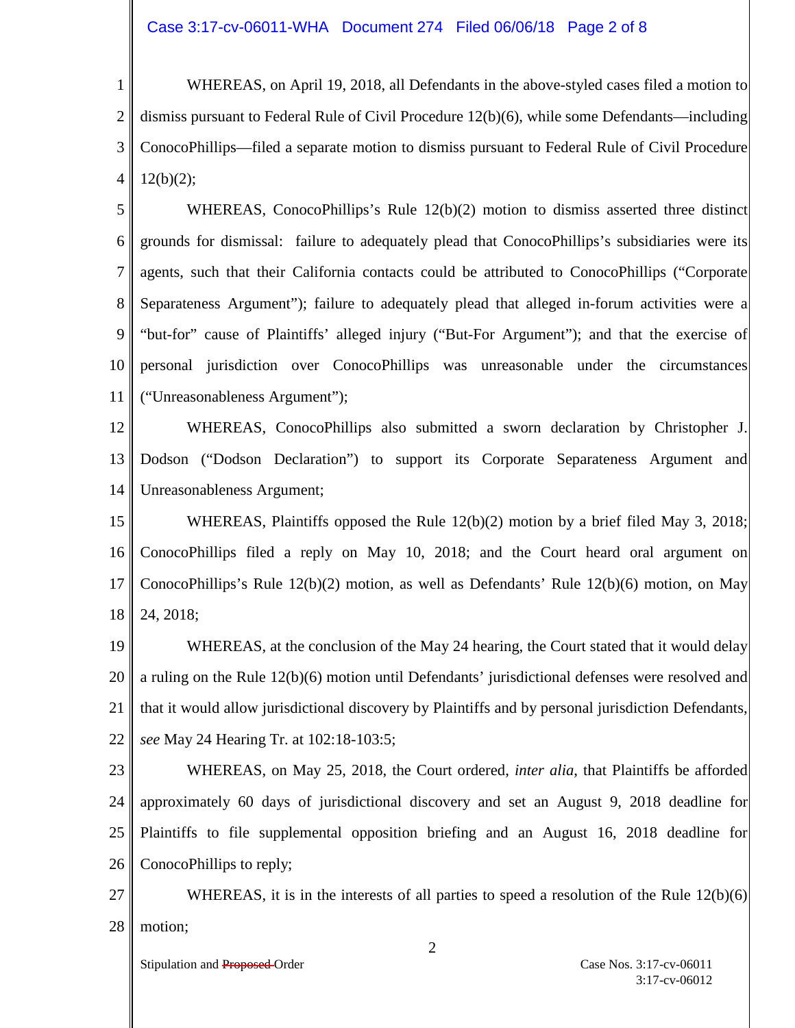WHEREAS, on April 19, 2018, all Defendants in the above-styled cases filed a motion to dismiss pursuant to Federal Rule of Civil Procedure 12(b)(6), while some Defendants—including ConocoPhillips—filed a separate motion to dismiss pursuant to Federal Rule of Civil Procedure 12(b)(2);

WHEREAS, ConocoPhillips's Rule 12(b)(2) motion to dismiss asserted three distinct grounds for dismissal: failure to adequately plead that ConocoPhillips's subsidiaries were its agents, such that their California contacts could be attributed to ConocoPhillips ("Corporate Separateness Argument"); failure to adequately plead that alleged in-forum activities were a "but-for" cause of Plaintiffs' alleged injury ("But-For Argument"); and that the exercise of personal jurisdiction over ConocoPhillips was unreasonable under the circumstances ("Unreasonableness Argument");

WHEREAS, ConocoPhillips also submitted a sworn declaration by Christopher J. Dodson ("Dodson Declaration") to support its Corporate Separateness Argument and Unreasonableness Argument;

WHEREAS, Plaintiffs opposed the Rule 12(b)(2) motion by a brief filed May 3, 2018; ConocoPhillips filed a reply on May 10, 2018; and the Court heard oral argument on ConocoPhillips's Rule 12(b)(2) motion, as well as Defendants' Rule 12(b)(6) motion, on May 24, 2018;

WHEREAS, at the conclusion of the May 24 hearing, the Court stated that it would delay a ruling on the Rule 12(b)(6) motion until Defendants' jurisdictional defenses were resolved and that it would allow jurisdictional discovery by Plaintiffs and by personal jurisdiction Defendants, *see* May 24 Hearing Tr. at 102:18-103:5;

WHEREAS, on May 25, 2018, the Court ordered, *inter alia*, that Plaintiffs be afforded approximately 60 days of jurisdictional discovery and set an August 9, 2018 deadline for Plaintiffs to file supplemental opposition briefing and an August 16, 2018 deadline for ConocoPhillips to reply;

WHEREAS, it is in the interests of all parties to speed a resolution of the Rule 12(b)(6) motion;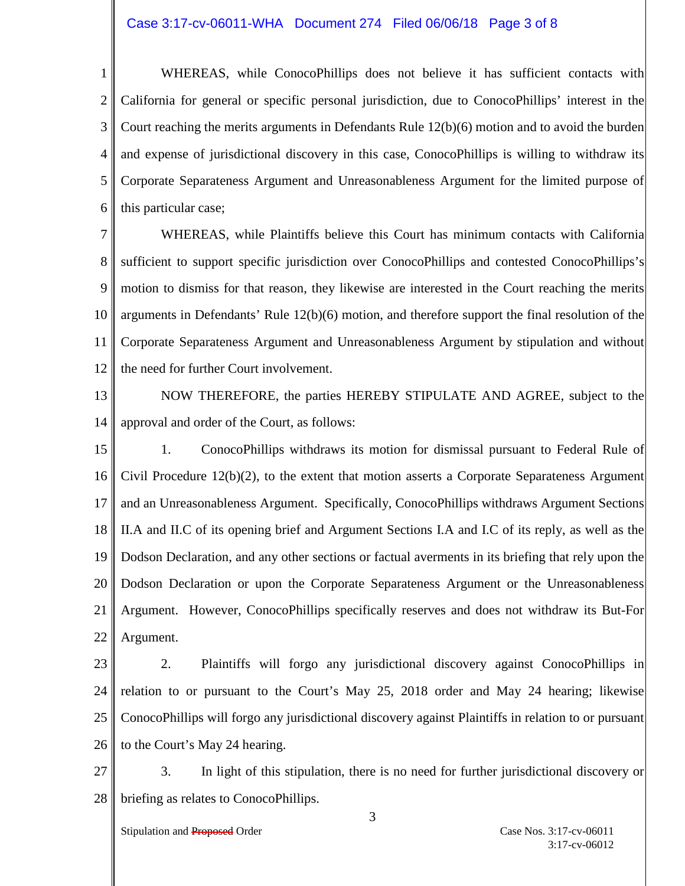WHEREAS, while ConocoPhillips does not believe it has sufficient contacts with California for general or specific personal jurisdiction, due to ConocoPhillips' interest in the Court reaching the merits arguments in Defendants Rule 12(b)(6) motion and to avoid the burden and expense of jurisdictional discovery in this case, ConocoPhillips is willing to withdraw its Corporate Separateness Argument and Unreasonableness Argument for the limited purpose of this particular case;

WHEREAS, while Plaintiffs believe this Court has minimum contacts with California sufficient to support specific jurisdiction over ConocoPhillips and contested ConocoPhillips's motion to dismiss for that reason, they likewise are interested in the Court reaching the merits arguments in Defendants' Rule 12(b)(6) motion, and therefore support the final resolution of the Corporate Separateness Argument and Unreasonableness Argument by stipulation and without the need for further Court involvement.

NOW THEREFORE, the parties HEREBY STIPULATE AND AGREE, subject to the approval and order of the Court, as follows:

1. ConocoPhillips withdraws its motion for dismissal pursuant to Federal Rule of Civil Procedure 12(b)(2), to the extent that motion asserts a Corporate Separateness Argument and an Unreasonableness Argument. Specifically, ConocoPhillips withdraws Argument Sections II.A and II.C of its opening brief and Argument Sections I.A and I.C of its reply, as well as the Dodson Declaration, and any other sections or factual averments in its briefing that rely upon the Dodson Declaration or upon the Corporate Separateness Argument or the Unreasonableness Argument. However, ConocoPhillips specifically reserves and does not withdraw its But-For Argument.

2. Plaintiffs will forgo any jurisdictional discovery against ConocoPhillips in relation to or pursuant to the Court's May 25, 2018 order and May 24 hearing; likewise ConocoPhillips will forgo any jurisdictional discovery against Plaintiffs in relation to or pursuant to the Court's May 24 hearing.

3. In light of this stipulation, there is no need for further jurisdictional discovery or briefing as relates to ConocoPhillips.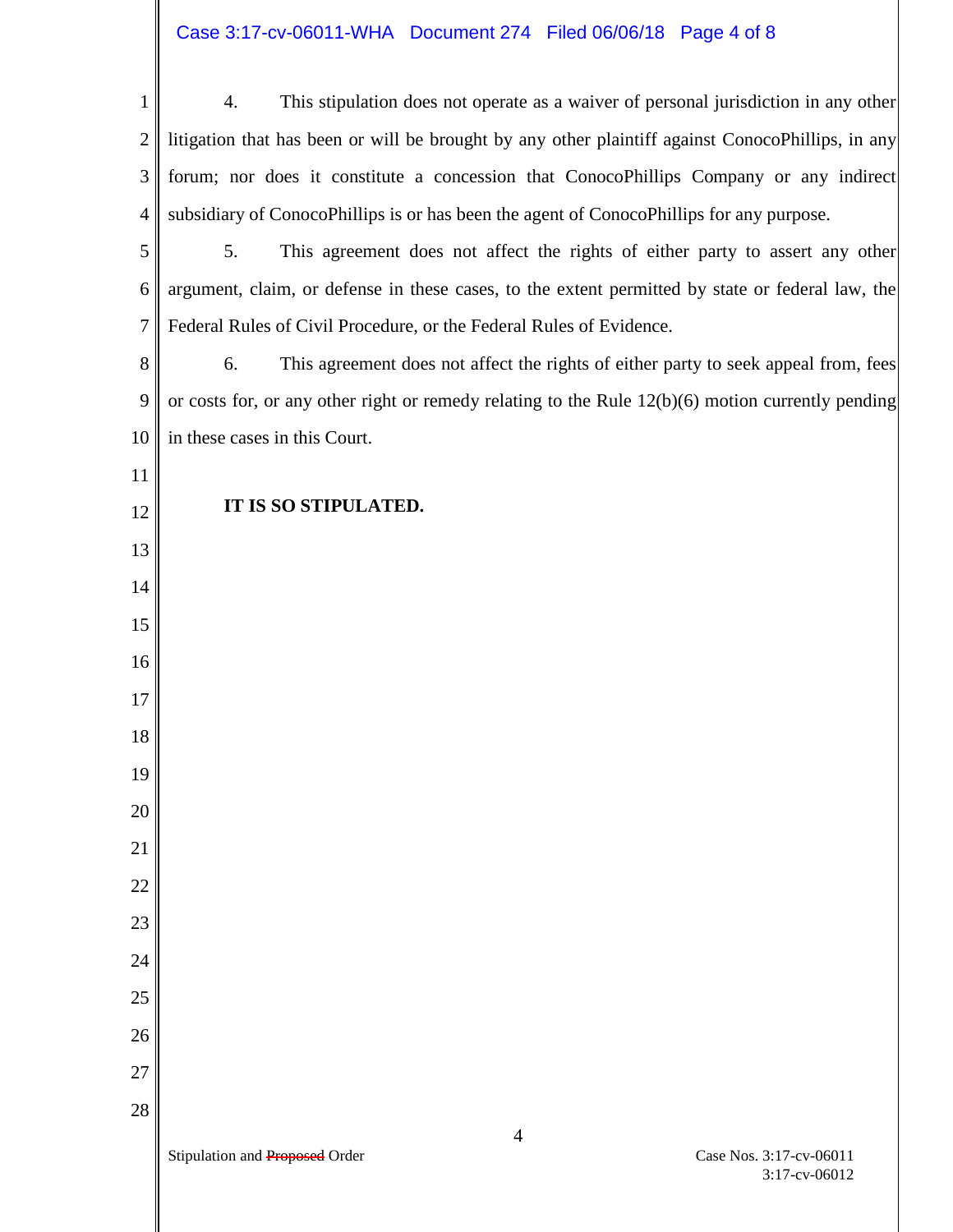4. This stipulation does not operate as a waiver of personal jurisdiction in any other litigation that has been or will be brought by any other plaintiff against ConocoPhillips, in any forum; nor does it constitute a concession that ConocoPhillips Company or any indirect subsidiary of ConocoPhillips is or has been the agent of ConocoPhillips for any purpose.

5. This agreement does not affect the rights of either party to assert any other argument, claim, or defense in these cases, to the extent permitted by state or federal law, the Federal Rules of Civil Procedure, or the Federal Rules of Evidence.

6. This agreement does not affect the rights of either party to seek appeal from, fees or costs for, or any other right or remedy relating to the Rule 12(b)(6) motion currently pending in these cases in this Court.

**IT IS SO STIPULATED.**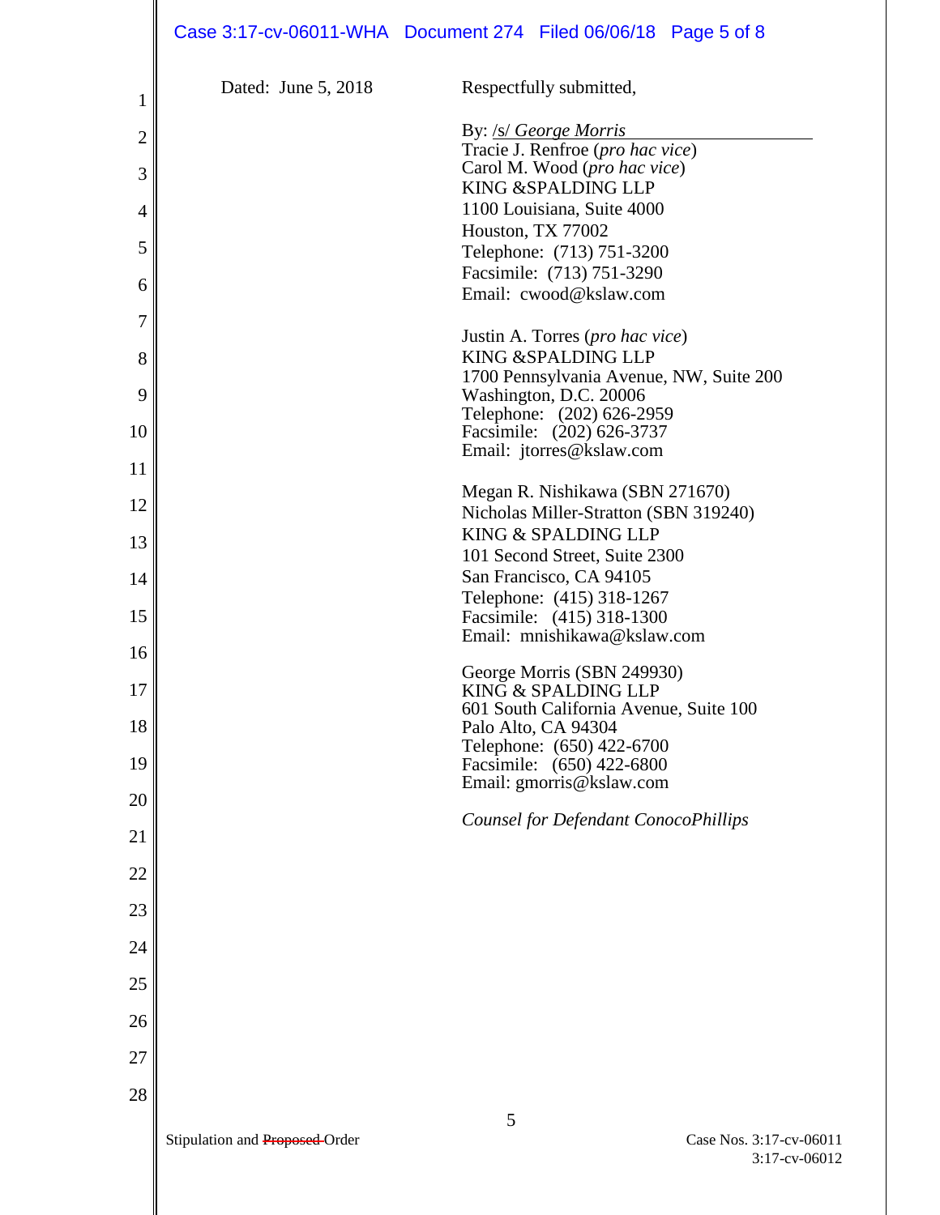Dated: June 5, 2018

Respectfully submitted,

By: /s/ *George Morris*
Tracie J. Renfroe (*pro hac vice*)
Carol M. Wood (*pro hac vice*)
KING &SPALDING LLP
1100 Louisiana, Suite 4000
Houston, TX 77002
Telephone: (713) 751-3200
Facsimile: (713) 751-3290
Email: cwood@kslaw.com

Justin A. Torres (*pro hac vice*)
KING &SPALDING LLP
1700 Pennsylvania Avenue, NW, Suite 200
Washington, D.C. 20006
Telephone: (202) 626-2959
Facsimile: (202) 626-3737
Email: jtorres@kslaw.com

Megan R. Nishikawa (SBN 271670)
Nicholas Miller-Stratton (SBN 319240)
KING & SPALDING LLP
101 Second Street, Suite 2300
San Francisco, CA 94105
Telephone: (415) 318-1267
Facsimile: (415) 318-1300
Email: mnishikawa@kslaw.com

George Morris (SBN 249930)
KING & SPALDING LLP
601 South California Avenue, Suite 100
Palo Alto, CA 94304
Telephone: (650) 422-6700
Facsimile: (650) 422-6800
Email: gmorris@kslaw.com

*Counsel for Defendant ConocoPhillips*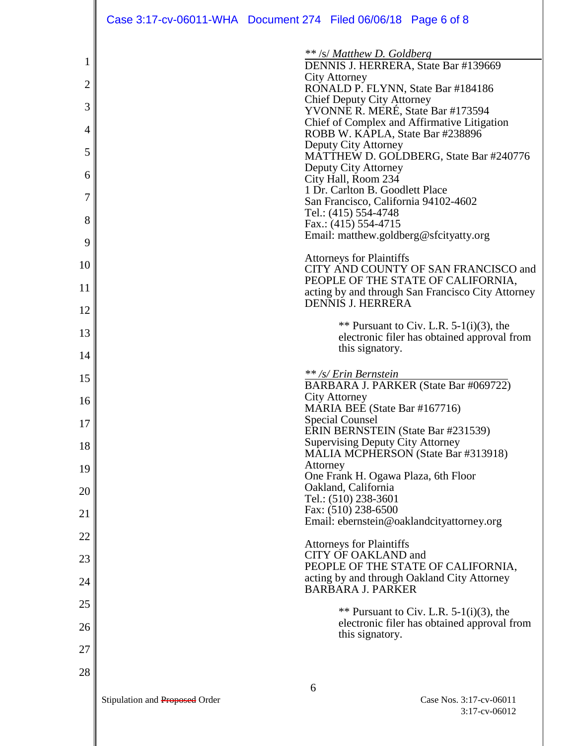** /s/ *Matthew D. Goldberg*
DENNIS J. HERRERA, State Bar #139669
City Attorney
RONALD P. FLYNN, State Bar #184186
Chief Deputy City Attorney
YVONNE R. MERÉ, State Bar #173594
Chief of Complex and Affirmative Litigation
ROBB W. KAPLA, State Bar #238896
Deputy City Attorney
MATTHEW D. GOLDBERG, State Bar #240776
Deputy City Attorney
City Hall, Room 234
1 Dr. Carlton B. Goodlett Place
San Francisco, California 94102-4602
Tel.: (415) 554-4748
Fax.: (415) 554-4715
Email: matthew.goldberg@sfcityatty.org

Attorneys for Plaintiffs
CITY AND COUNTY OF SAN FRANCISCO and
PEOPLE OF THE STATE OF CALIFORNIA,
acting by and through San Francisco City Attorney
DENNIS J. HERRERA

** Pursuant to Civ. L.R. 5-1(i)(3), the electronic filer has obtained approval from this signatory.

*** /s/ Erin Bernstein*
BARBARA J. PARKER (State Bar #069722)
City Attorney
MARIA BEE (State Bar #167716)
Special Counsel
ERIN BERNSTEIN (State Bar #231539)
Supervising Deputy City Attorney
MALIA MCPHERSON (State Bar #313918)
Attorney
One Frank H. Ogawa Plaza, 6th Floor
Oakland, California
Tel.: (510) 238-3601
Fax: (510) 238-6500
Email: ebernstein@oaklandcityattorney.org

Attorneys for Plaintiffs
CITY OF OAKLAND and
PEOPLE OF THE STATE OF CALIFORNIA,
acting by and through Oakland City Attorney
BARBARA J. PARKER

** Pursuant to Civ. L.R. 5-1(i)(3), the electronic filer has obtained approval from this signatory.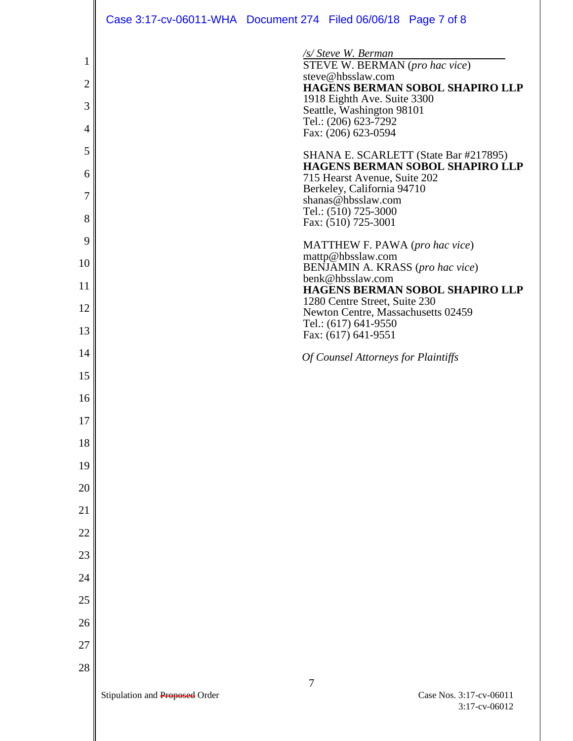*/s/ Steve W. Berman*
STEVE W. BERMAN (*pro hac vice*)
steve@hbsslaw.com
**HAGENS BERMAN SOBOL SHAPIRO LLP**
1918 Eighth Ave. Suite 3300
Seattle, Washington 98101
Tel.: (206) 623-7292
Fax: (206) 623-0594

SHANA E. SCARLETT (State Bar #217895)
**HAGENS BERMAN SOBOL SHAPIRO LLP**
715 Hearst Avenue, Suite 202
Berkeley, California 94710
shanas@hbsslaw.com
Tel.: (510) 725-3000
Fax: (510) 725-3001

MATTHEW F. PAWA (*pro hac vice*)
mattp@hbsslaw.com
BENJAMIN A. KRASS (*pro hac vice*)
benk@hbsslaw.com
**HAGENS BERMAN SOBOL SHAPIRO LLP**
1280 Centre Street, Suite 230
Newton Centre, Massachusetts 02459
Tel.: (617) 641-9550
Fax: (617) 641-9551

*Of Counsel Attorneys for Plaintiffs*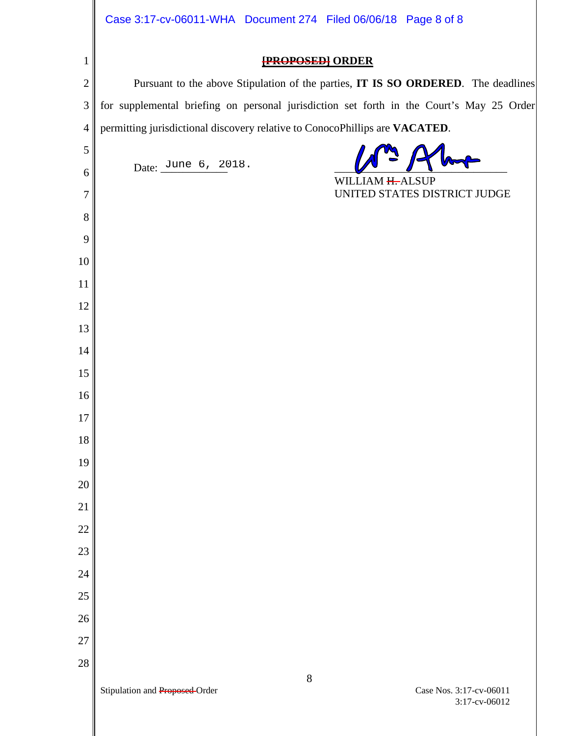**~~[PROPOSED]~~ ORDER**

Pursuant to the above Stipulation of the parties, **IT IS SO ORDERED**. The deadlines for supplemental briefing on personal jurisdiction set forth in the Court's May 25 Order permitting jurisdictional discovery relative to ConocoPhillips are **VACATED**.

Date: June 6, 2018.

WILLIAM ~~H.~~ ALSUP
UNITED STATES DISTRICT JUDGE

Stipulation and ~~Proposed~~ Order

Case Nos. 3:17-cv-06011
3:17-cv-06012